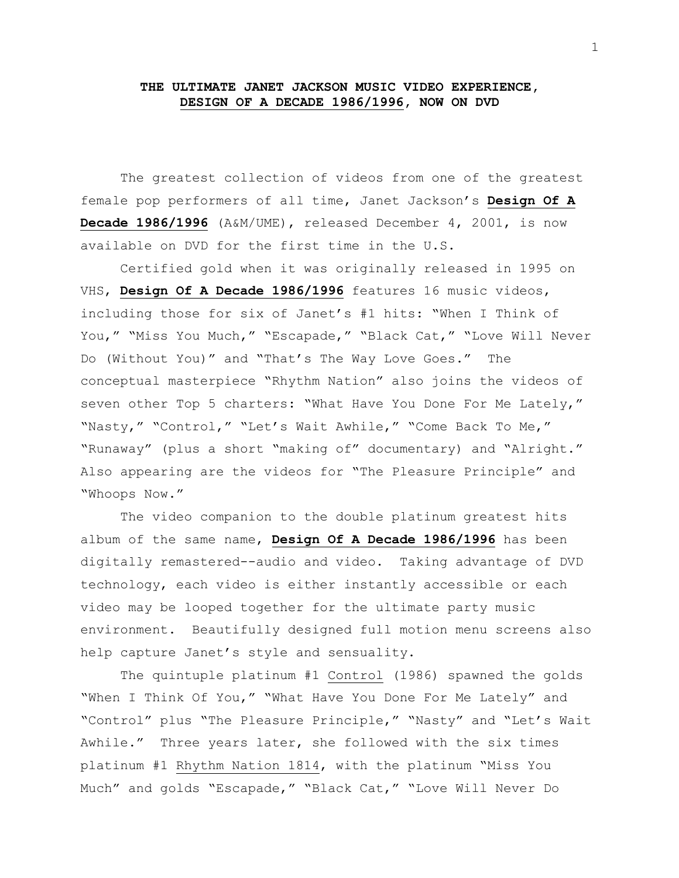**THE ULTIMATE JANET JACKSON MUSIC VIDEO EXPERIENCE, DESIGN OF A DECADE 1986/1996, NOW ON DVD**

The greatest collection of videos from one of the greatest female pop performers of all time, Janet Jackson's **Design Of A Decade 1986/1996** (A&M/UME), released December 4, 2001, is now available on DVD for the first time in the U.S.

Certified gold when it was originally released in 1995 on VHS, **Design Of A Decade 1986/1996** features 16 music videos, including those for six of Janet's #1 hits: "When I Think of You," "Miss You Much," "Escapade," "Black Cat," "Love Will Never Do (Without You)" and "That's The Way Love Goes." The conceptual masterpiece "Rhythm Nation" also joins the videos of seven other Top 5 charters: "What Have You Done For Me Lately," "Nasty," "Control," "Let's Wait Awhile," "Come Back To Me," "Runaway" (plus a short "making of" documentary) and "Alright." Also appearing are the videos for "The Pleasure Principle" and "Whoops Now."

The video companion to the double platinum greatest hits album of the same name, **Design Of A Decade 1986/1996** has been digitally remastered--audio and video. Taking advantage of DVD technology, each video is either instantly accessible or each video may be looped together for the ultimate party music environment. Beautifully designed full motion menu screens also help capture Janet's style and sensuality.

The quintuple platinum #1 Control (1986) spawned the golds "When I Think Of You," "What Have You Done For Me Lately" and "Control" plus "The Pleasure Principle," "Nasty" and "Let's Wait Awhile." Three years later, she followed with the six times platinum #1 Rhythm Nation 1814, with the platinum "Miss You Much" and golds "Escapade," "Black Cat," "Love Will Never Do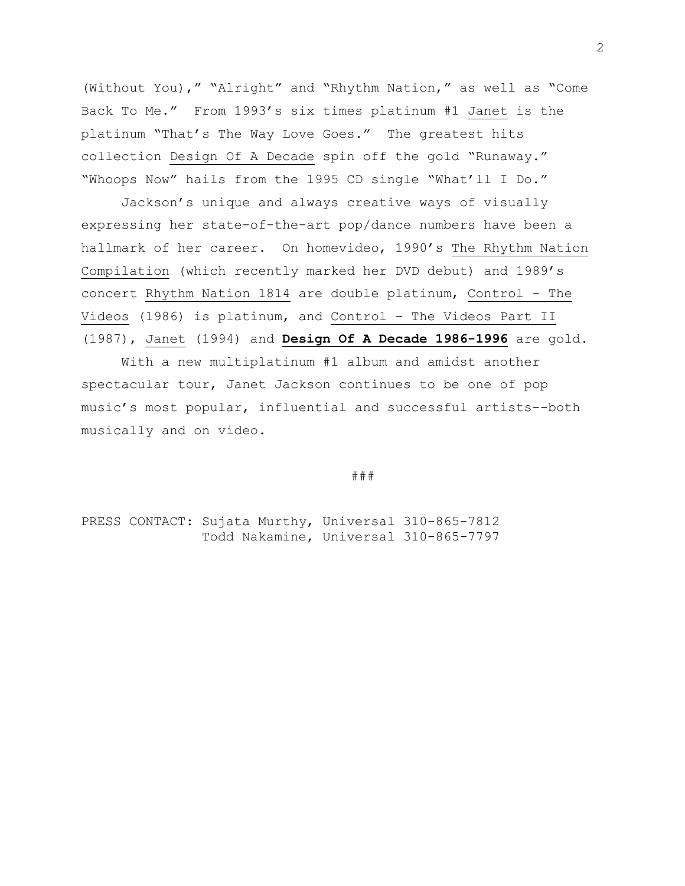(Without You)," "Alright" and "Rhythm Nation," as well as "Come Back To Me." From 1993's six times platinum #1 Janet is the platinum "That's The Way Love Goes." The greatest hits collection Design Of A Decade spin off the gold "Runaway." "Whoops Now" hails from the 1995 CD single "What'll I Do."

Jackson's unique and always creative ways of visually expressing her state-of-the-art pop/dance numbers have been a hallmark of her career. On homevideo, 1990's The Rhythm Nation Compilation (which recently marked her DVD debut) and 1989's concert Rhythm Nation 1814 are double platinum, Control – The Videos (1986) is platinum, and Control – The Videos Part II (1987), Janet (1994) and **Design Of A Decade 1986-1996** are gold.

With a new multiplatinum #1 album and amidst another spectacular tour, Janet Jackson continues to be one of pop music's most popular, influential and successful artists--both musically and on video.

###

PRESS CONTACT: Sujata Murthy, Universal 310-865-7812
Todd Nakamine, Universal 310-865-7797